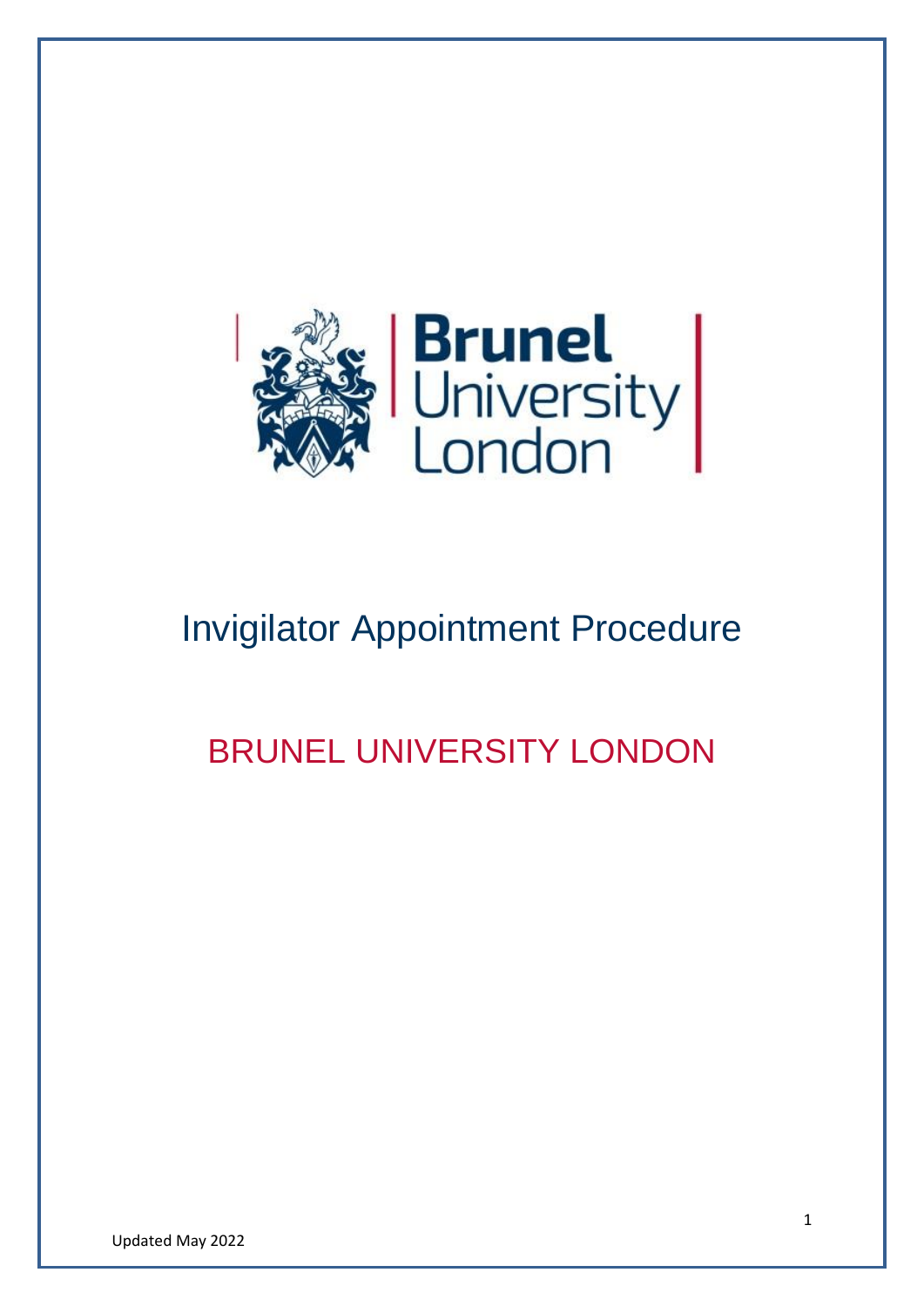# Invigilator Appointment Procedure

## BRUNEL UNIVERSITY LONDON

Updated May 2022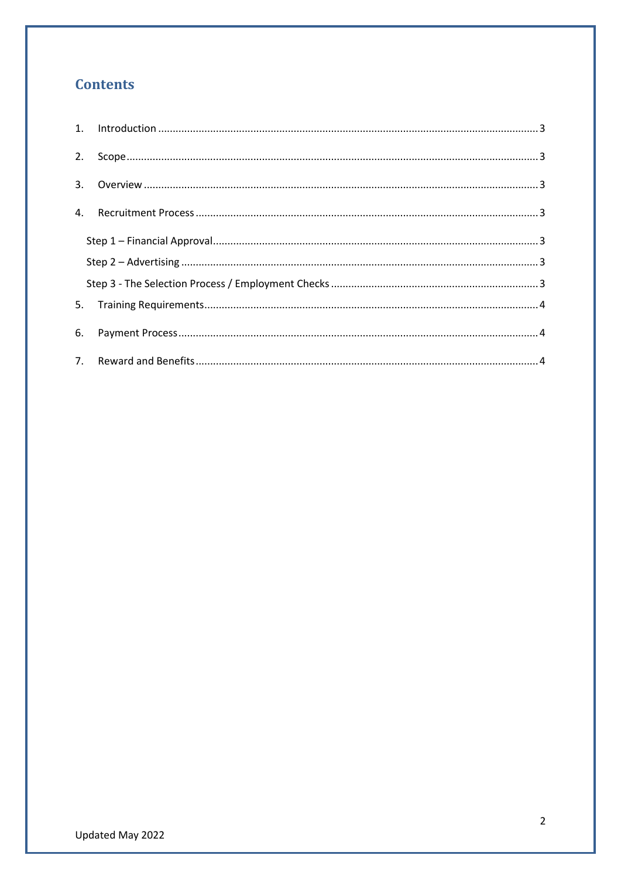# Contents

1. Introduction ..................................................... 3
2. Scope ..................................................... 3
3. Overview ..................................................... 3
4. Recruitment Process ..................................................... 3
   - Step 1 – Financial Approval ..................................................... 3
   - Step 2 – Advertising ..................................................... 3
   - Step 3 - The Selection Process / Employment Checks ..................................................... 3
5. Training Requirements ..................................................... 4
6. Payment Process ..................................................... 4
7. Reward and Benefits ..................................................... 4

Updated May 2022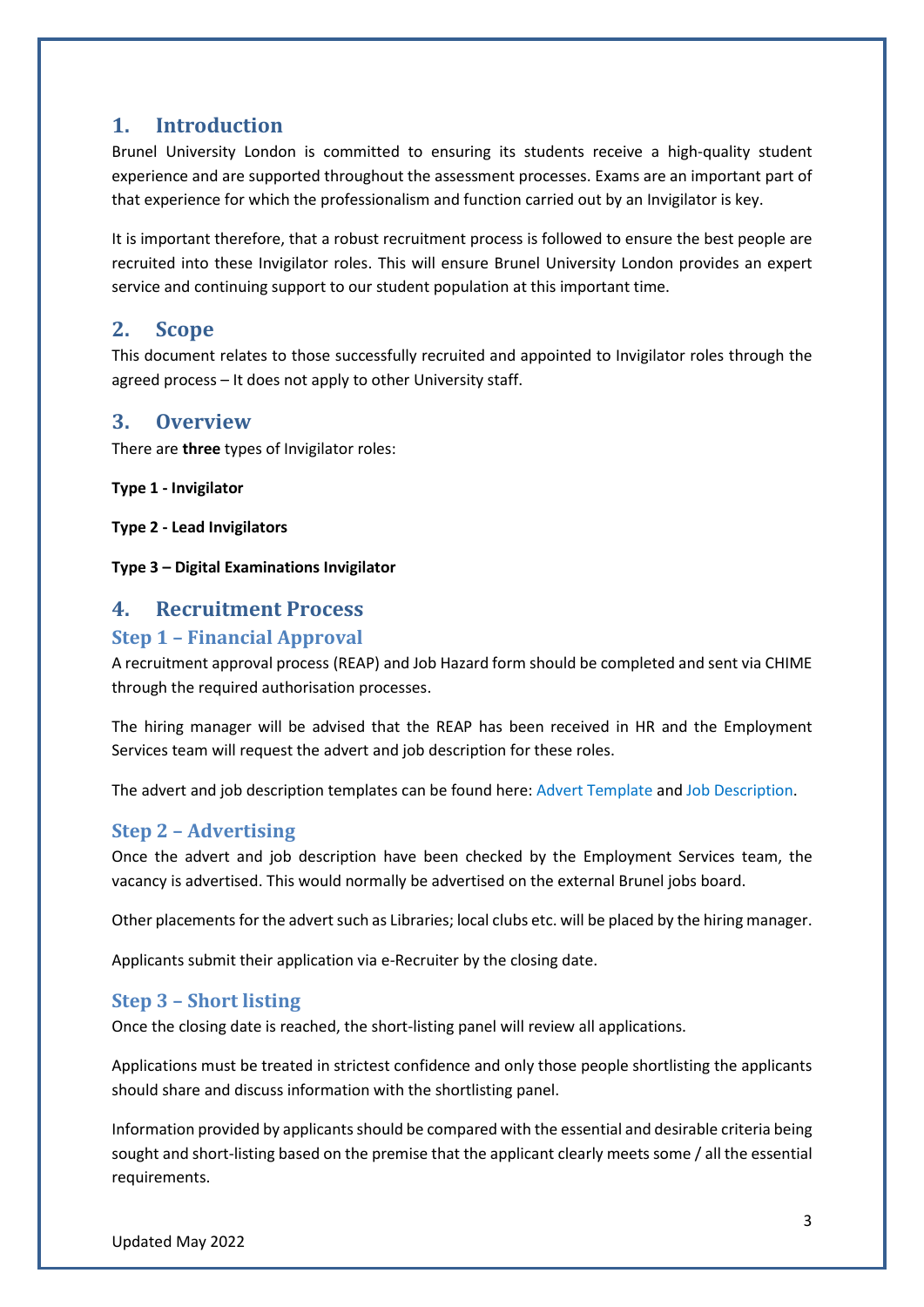## 1. Introduction

Brunel University London is committed to ensuring its students receive a high-quality student experience and are supported throughout the assessment processes. Exams are an important part of that experience for which the professionalism and function carried out by an Invigilator is key.

It is important therefore, that a robust recruitment process is followed to ensure the best people are recruited into these Invigilator roles. This will ensure Brunel University London provides an expert service and continuing support to our student population at this important time.

## 2. Scope

This document relates to those successfully recruited and appointed to Invigilator roles through the agreed process – It does not apply to other University staff.

## 3. Overview

There are **three** types of Invigilator roles:

**Type 1 - Invigilator**

**Type 2 - Lead Invigilators**

**Type 3 – Digital Examinations Invigilator**

## 4. Recruitment Process

### Step 1 – Financial Approval

A recruitment approval process (REAP) and Job Hazard form should be completed and sent via CHIME through the required authorisation processes.

The hiring manager will be advised that the REAP has been received in HR and the Employment Services team will request the advert and job description for these roles.

The advert and job description templates can be found here: Advert Template and Job Description.

### Step 2 – Advertising

Once the advert and job description have been checked by the Employment Services team, the vacancy is advertised. This would normally be advertised on the external Brunel jobs board.

Other placements for the advert such as Libraries; local clubs etc. will be placed by the hiring manager.

Applicants submit their application via e-Recruiter by the closing date.

### Step 3 – Short listing

Once the closing date is reached, the short-listing panel will review all applications.

Applications must be treated in strictest confidence and only those people shortlisting the applicants should share and discuss information with the shortlisting panel.

Information provided by applicants should be compared with the essential and desirable criteria being sought and short-listing based on the premise that the applicant clearly meets some / all the essential requirements.

Updated May 2022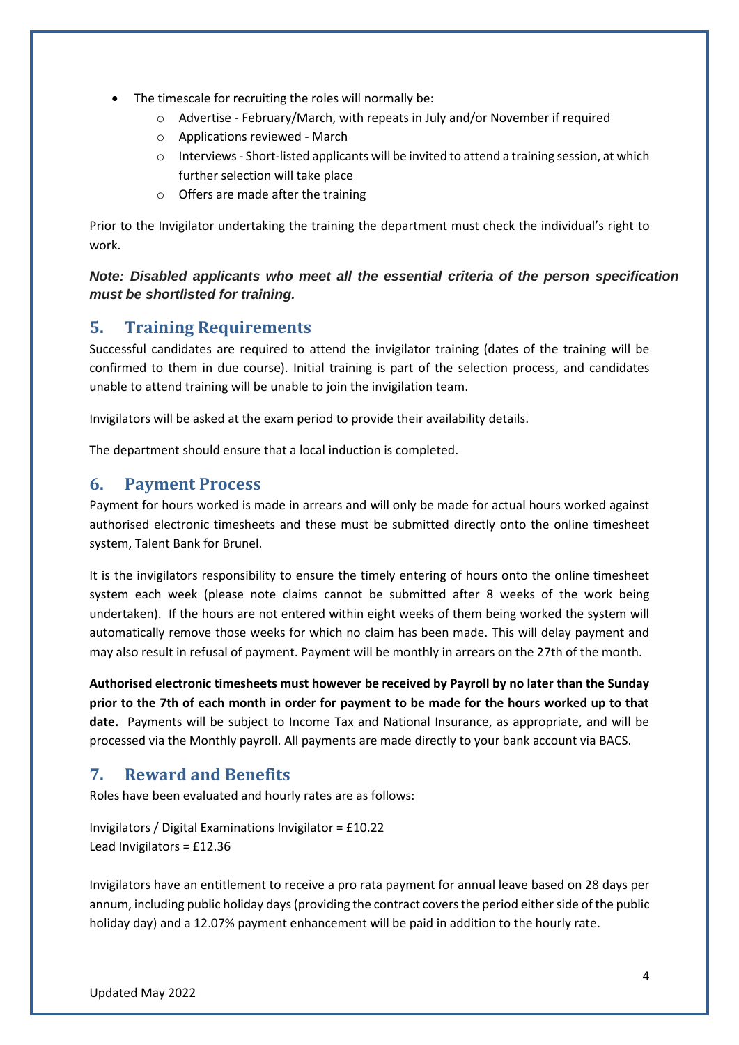- The timescale for recruiting the roles will normally be:
    - Advertise - February/March, with repeats in July and/or November if required
    - Applications reviewed - March
    - Interviews - Short-listed applicants will be invited to attend a training session, at which further selection will take place
    - Offers are made after the training

Prior to the Invigilator undertaking the training the department must check the individual's right to work.

***Note: Disabled applicants who meet all the essential criteria of the person specification must be shortlisted for training.***

## 5. Training Requirements

Successful candidates are required to attend the invigilator training (dates of the training will be confirmed to them in due course). Initial training is part of the selection process, and candidates unable to attend training will be unable to join the invigilation team.

Invigilators will be asked at the exam period to provide their availability details.

The department should ensure that a local induction is completed.

## 6. Payment Process

Payment for hours worked is made in arrears and will only be made for actual hours worked against authorised electronic timesheets and these must be submitted directly onto the online timesheet system, Talent Bank for Brunel.

It is the invigilators responsibility to ensure the timely entering of hours onto the online timesheet system each week (please note claims cannot be submitted after 8 weeks of the work being undertaken). If the hours are not entered within eight weeks of them being worked the system will automatically remove those weeks for which no claim has been made. This will delay payment and may also result in refusal of payment. Payment will be monthly in arrears on the 27th of the month.

**Authorised electronic timesheets must however be received by Payroll by no later than the Sunday prior to the 7th of each month in order for payment to be made for the hours worked up to that date.** Payments will be subject to Income Tax and National Insurance, as appropriate, and will be processed via the Monthly payroll. All payments are made directly to your bank account via BACS.

## 7. Reward and Benefits

Roles have been evaluated and hourly rates are as follows:

Invigilators / Digital Examinations Invigilator = £10.22
Lead Invigilators = £12.36

Invigilators have an entitlement to receive a pro rata payment for annual leave based on 28 days per annum, including public holiday days (providing the contract covers the period either side of the public holiday day) and a 12.07% payment enhancement will be paid in addition to the hourly rate.

Updated May 2022